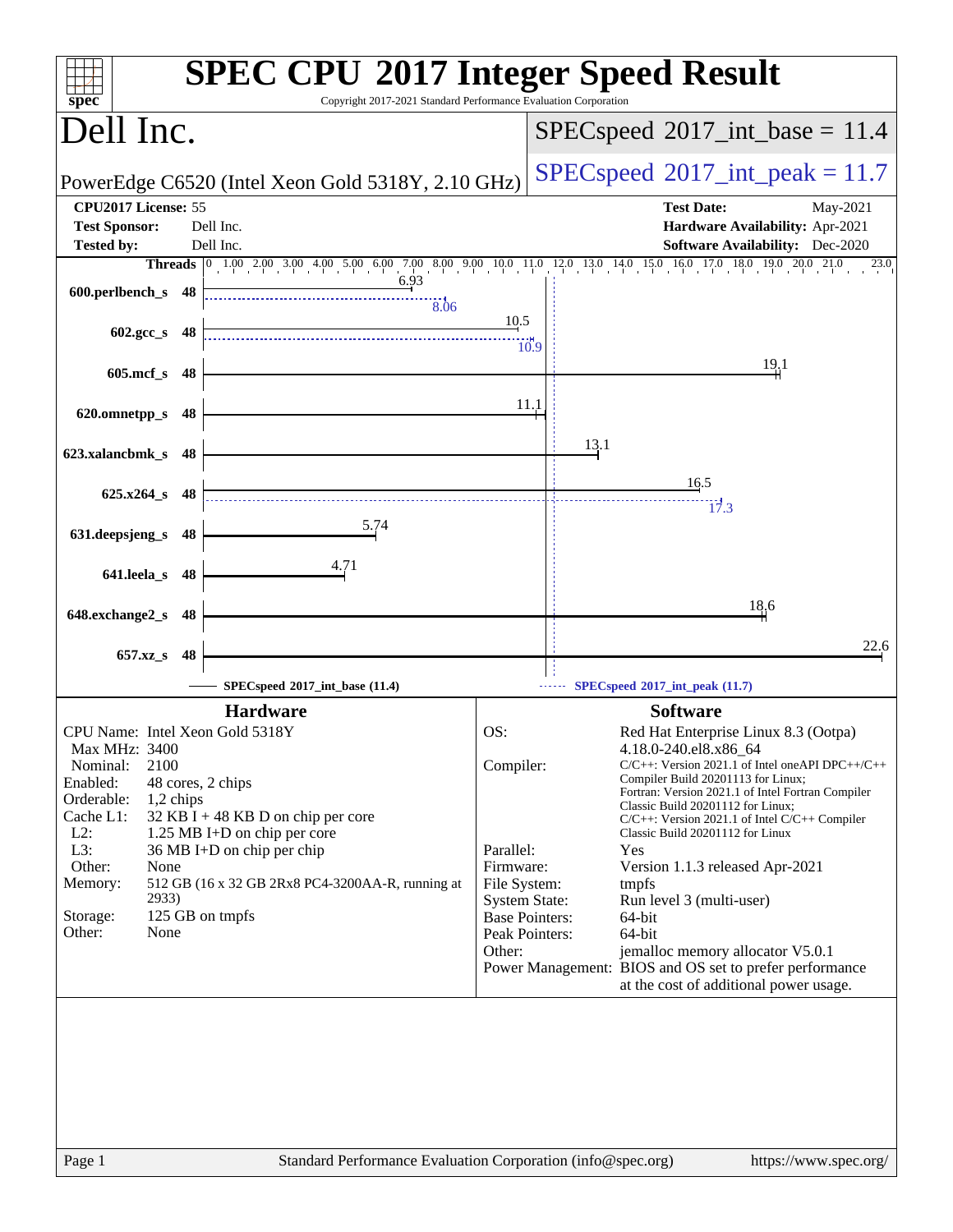# SPEC CPU 2017 Integer Speed Result

Copyright 2017-2021 Standard Performance Evaluation Corporation

## Dell Inc.

PowerEdge C6520 (Intel Xeon Gold 5318Y, 2.10 GHz)

SPECspeed 2017_int_base = 11.4

SPECspeed 2017_int_peak = 11.7

| | | | |
|---|---|---|---|
| **CPU2017 License:** | 55 | **Test Date:** | May-2021 |
| **Test Sponsor:** | Dell Inc. | **Hardware Availability:** | Apr-2021 |
| **Tested by:** | Dell Inc. | **Software Availability:** | Dec-2020 |

| Benchmark | Threads | Base | Peak |
|---|---|---|---|
| 600.perlbench_s | 48 | 6.93 | 8.06 |
| 602.gcc_s | 48 | 10.5 | 10.9 |
| 605.mcf_s | 48 | 19.1 | |
| 620.omnetpp_s | 48 | 11.1 | |
| 623.xalancbmk_s | 48 | 13.1 | |
| 625.x264_s | 48 | 16.5 | 17.3 |
| 631.deepsjeng_s | 48 | 5.74 | |
| 641.leela_s | 48 | 4.71 | |
| 648.exchange2_s | 48 | 18.6 | |
| 657.xz_s | 48 | 22.6 | |

SPECspeed 2017_int_base (11.4) — SPECspeed 2017_int_peak (11.7)

### Hardware

| | |
|---|---|
| CPU Name: | Intel Xeon Gold 5318Y |
| Max MHz: | 3400 |
| Nominal: | 2100 |
| Enabled: | 48 cores, 2 chips |
| Orderable: | 1,2 chips |
| Cache L1: | 32 KB I + 48 KB D on chip per core |
| L2: | 1.25 MB I+D on chip per core |
| L3: | 36 MB I+D on chip per chip |
| Other: | None |
| Memory: | 512 GB (16 x 32 GB 2Rx8 PC4-3200AA-R, running at 2933) |
| Storage: | 125 GB on tmpfs |
| Other: | None |

### Software

| | |
|---|---|
| OS: | Red Hat Enterprise Linux 8.3 (Ootpa) 4.18.0-240.el8.x86_64 |
| Compiler: | C/C++: Version 2021.1 of Intel oneAPI DPC++/C++ Compiler Build 20201113 for Linux; Fortran: Version 2021.1 of Intel Fortran Compiler Classic Build 20201112 for Linux; C/C++: Version 2021.1 of Intel C/C++ Compiler Classic Build 20201112 for Linux |
| Parallel: | Yes |
| Firmware: | Version 1.1.3 released Apr-2021 |
| File System: | tmpfs |
| System State: | Run level 3 (multi-user) |
| Base Pointers: | 64-bit |
| Peak Pointers: | 64-bit |
| Other: | jemalloc memory allocator V5.0.1 |
| Power Management: | BIOS and OS set to prefer performance at the cost of additional power usage. |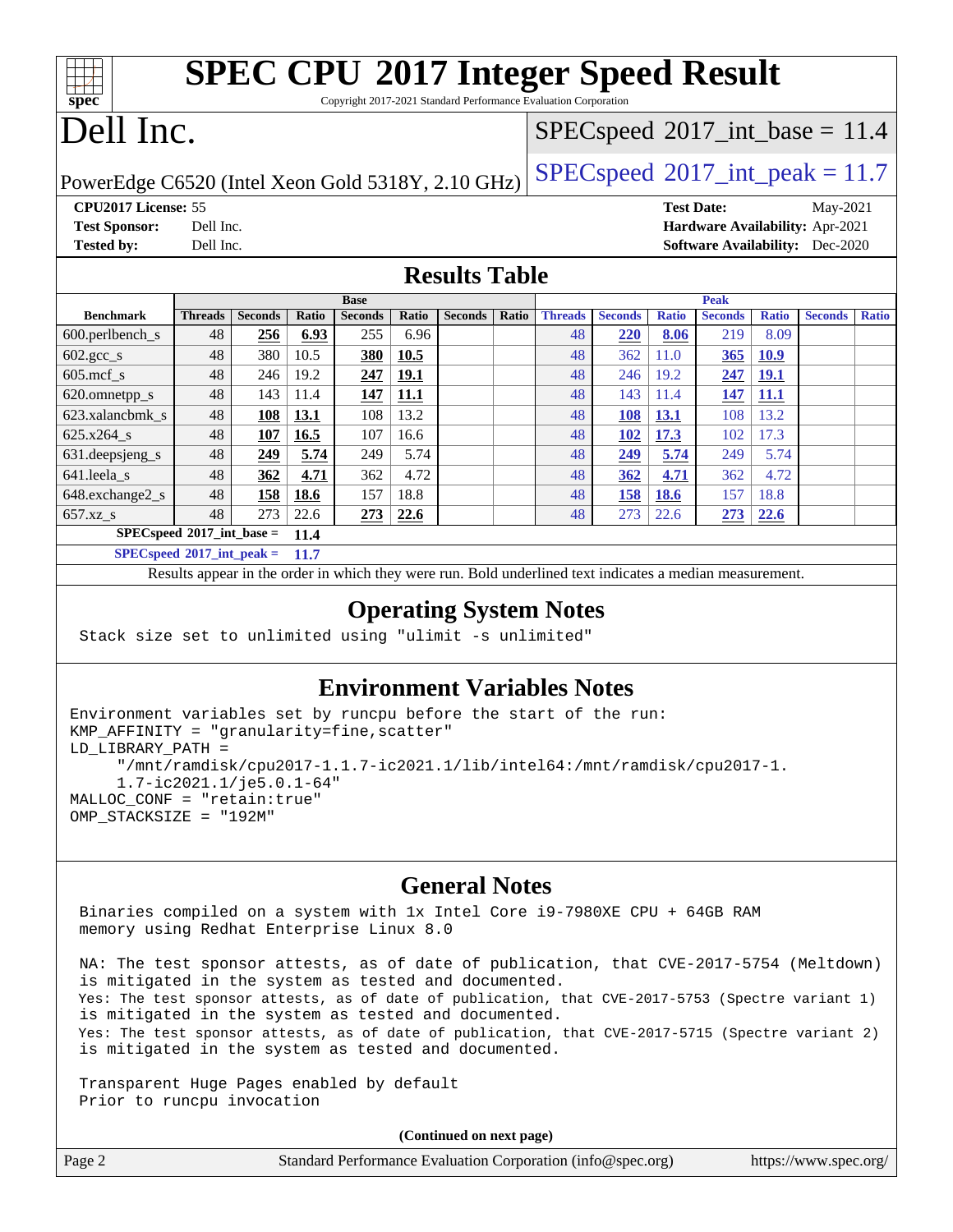# SPEC CPU 2017 Integer Speed Result

Copyright 2017-2021 Standard Performance Evaluation Corporation

# Dell Inc.

PowerEdge C6520 (Intel Xeon Gold 5318Y, 2.10 GHz)

SPECspeed 2017_int_base = 11.4

SPECspeed 2017_int_peak = 11.7

**CPU2017 License:** 55
**Test Sponsor:** Dell Inc.
**Tested by:** Dell Inc.

**Test Date:** May-2021
**Hardware Availability:** Apr-2021
**Software Availability:** Dec-2020

## Results Table

| | Base | | | | | | | Peak | | | | | | |
|---|---|---|---|---|---|---|---|---|---|---|---|---|---|---|
| **Benchmark** | **Threads** | **Seconds** | **Ratio** | **Seconds** | **Ratio** | **Seconds** | **Ratio** | **Threads** | **Seconds** | **Ratio** | **Seconds** | **Ratio** | **Seconds** | **Ratio** |
| 600.perlbench_s | 48 | **256** | **6.93** | 255 | 6.96 | | | 48 | **220** | **8.06** | 219 | 8.09 | | |
| 602.gcc_s | 48 | 380 | 10.5 | **380** | **10.5** | | | 48 | 362 | 11.0 | **365** | **10.9** | | |
| 605.mcf_s | 48 | 246 | 19.2 | **247** | **19.1** | | | 48 | 246 | 19.2 | **247** | **19.1** | | |
| 620.omnetpp_s | 48 | 143 | 11.4 | **147** | **11.1** | | | 48 | 143 | 11.4 | **147** | **11.1** | | |
| 623.xalancbmk_s | 48 | **108** | **13.1** | 108 | 13.2 | | | 48 | **108** | **13.1** | 108 | 13.2 | | |
| 625.x264_s | 48 | **107** | **16.5** | 107 | 16.6 | | | 48 | **102** | **17.3** | 102 | 17.3 | | |
| 631.deepsjeng_s | 48 | **249** | **5.74** | 249 | 5.74 | | | 48 | **249** | **5.74** | 249 | 5.74 | | |
| 641.leela_s | 48 | **362** | **4.71** | 362 | 4.72 | | | 48 | **362** | **4.71** | 362 | 4.72 | | |
| 648.exchange2_s | 48 | **158** | **18.6** | 157 | 18.8 | | | 48 | **158** | **18.6** | 157 | 18.8 | | |
| 657.xz_s | 48 | 273 | 22.6 | **273** | **22.6** | | | 48 | 273 | 22.6 | **273** | **22.6** | | |

**SPECspeed 2017_int_base = 11.4**

**SPECspeed 2017_int_peak = 11.7**

Results appear in the order in which they were run. Bold underlined text indicates a median measurement.

## Operating System Notes

```
Stack size set to unlimited using "ulimit -s unlimited"
```

## Environment Variables Notes

```
Environment variables set by runcpu before the start of the run:
KMP_AFFINITY = "granularity=fine,scatter"
LD_LIBRARY_PATH =
     "/mnt/ramdisk/cpu2017-1.1.7-ic2021.1/lib/intel64:/mnt/ramdisk/cpu2017-1.
     1.7-ic2021.1/je5.0.1-64"
MALLOC_CONF = "retain:true"
OMP_STACKSIZE = "192M"
```

## General Notes

```
Binaries compiled on a system with 1x Intel Core i9-7980XE CPU + 64GB RAM
memory using Redhat Enterprise Linux 8.0

NA: The test sponsor attests, as of date of publication, that CVE-2017-5754 (Meltdown)
is mitigated in the system as tested and documented.
Yes: The test sponsor attests, as of date of publication, that CVE-2017-5753 (Spectre variant 1)
is mitigated in the system as tested and documented.
Yes: The test sponsor attests, as of date of publication, that CVE-2017-5715 (Spectre variant 2)
is mitigated in the system as tested and documented.

Transparent Huge Pages enabled by default
Prior to runcpu invocation
```

(Continued on next page)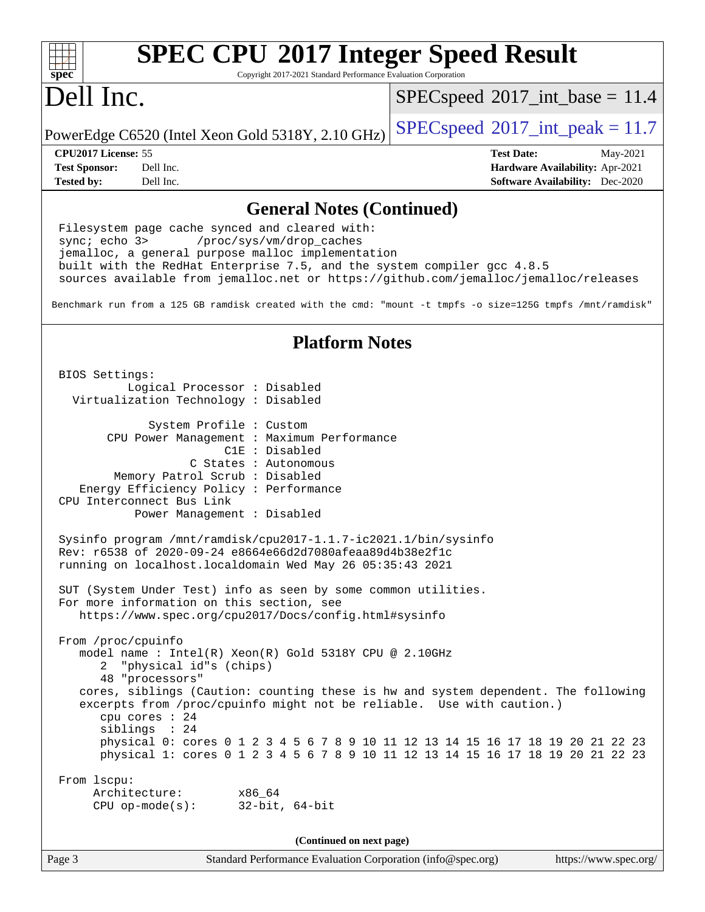# SPEC CPU 2017 Integer Speed Result

Copyright 2017-2021 Standard Performance Evaluation Corporation

# Dell Inc.

PowerEdge C6520 (Intel Xeon Gold 5318Y, 2.10 GHz)

SPECspeed 2017_int_base = 11.4

SPECspeed 2017_int_peak = 11.7

**CPU2017 License:** 55
**Test Sponsor:** Dell Inc.
**Tested by:** Dell Inc.

**Test Date:** May-2021
**Hardware Availability:** Apr-2021
**Software Availability:** Dec-2020

## General Notes (Continued)

```
Filesystem page cache synced and cleared with:
sync; echo 3>       /proc/sys/vm/drop_caches
jemalloc, a general purpose malloc implementation
built with the RedHat Enterprise 7.5, and the system compiler gcc 4.8.5
sources available from jemalloc.net or https://github.com/jemalloc/jemalloc/releases

Benchmark run from a 125 GB ramdisk created with the cmd: "mount -t tmpfs -o size=125G tmpfs /mnt/ramdisk"
```

## Platform Notes

```
BIOS Settings:
          Logical Processor : Disabled
  Virtualization Technology : Disabled

             System Profile : Custom
       CPU Power Management : Maximum Performance
                        C1E : Disabled
                   C States : Autonomous
        Memory Patrol Scrub : Disabled
   Energy Efficiency Policy : Performance
CPU Interconnect Bus Link
           Power Management : Disabled

Sysinfo program /mnt/ramdisk/cpu2017-1.1.7-ic2021.1/bin/sysinfo
Rev: r6538 of 2020-09-24 e8664e66d2d7080afeaa89d4b38e2f1c
running on localhost.localdomain Wed May 26 05:35:43 2021

SUT (System Under Test) info as seen by some common utilities.
For more information on this section, see
   https://www.spec.org/cpu2017/Docs/config.html#sysinfo

From /proc/cpuinfo
   model name : Intel(R) Xeon(R) Gold 5318Y CPU @ 2.10GHz
      2  "physical id"s (chips)
      48 "processors"
   cores, siblings (Caution: counting these is hw and system dependent. The following
   excerpts from /proc/cpuinfo might not be reliable.  Use with caution.)
      cpu cores : 24
      siblings  : 24
      physical 0: cores 0 1 2 3 4 5 6 7 8 9 10 11 12 13 14 15 16 17 18 19 20 21 22 23
      physical 1: cores 0 1 2 3 4 5 6 7 8 9 10 11 12 13 14 15 16 17 18 19 20 21 22 23

From lscpu:
     Architecture:        x86_64
     CPU op-mode(s):      32-bit, 64-bit
```

(Continued on next page)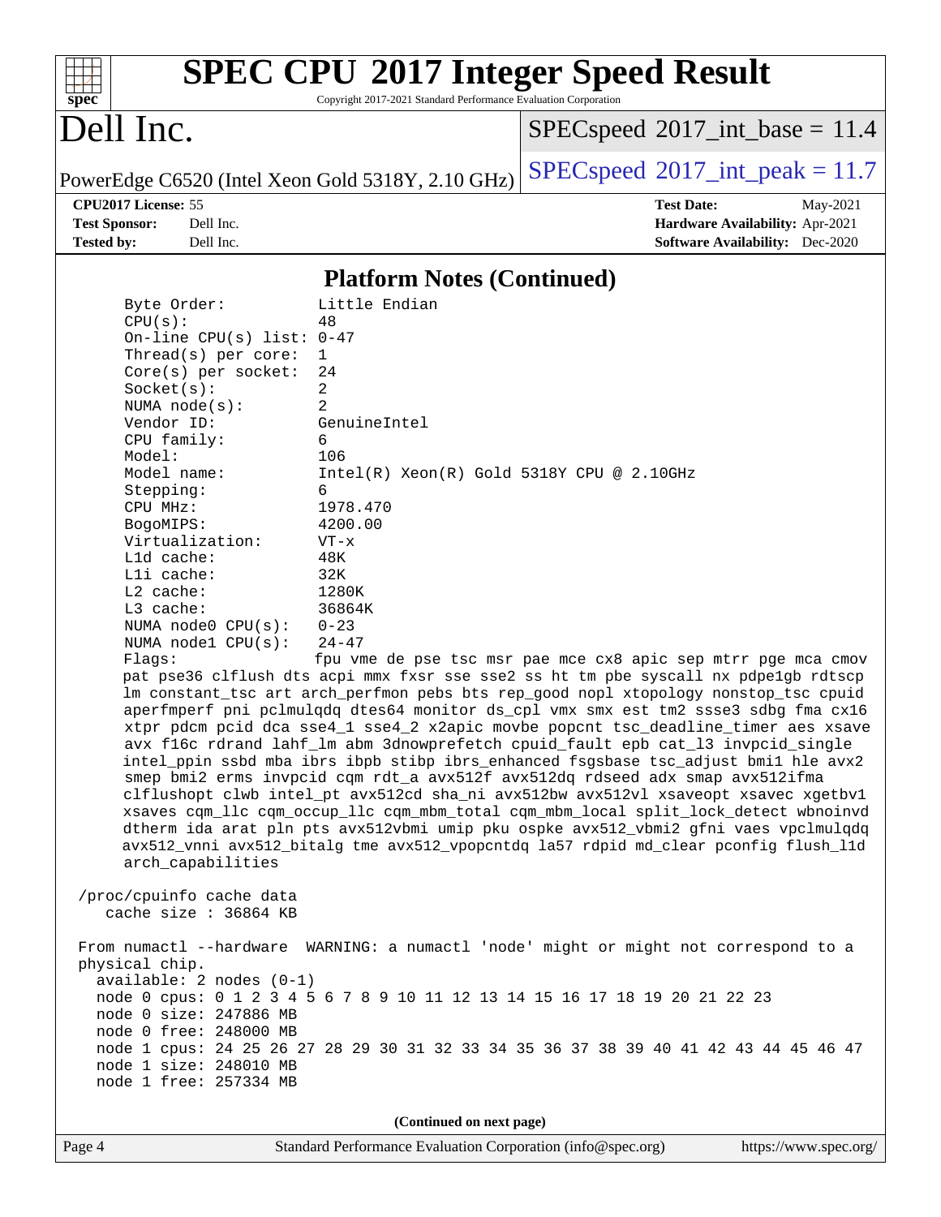## Platform Notes (Continued)

```
      Byte Order:          Little Endian
      CPU(s):              48
      On-line CPU(s) list: 0-47
      Thread(s) per core:  1
      Core(s) per socket:  24
      Socket(s):           2
      NUMA node(s):        2
      Vendor ID:           GenuineIntel
      CPU family:          6
      Model:               106
      Model name:          Intel(R) Xeon(R) Gold 5318Y CPU @ 2.10GHz
      Stepping:            6
      CPU MHz:             1978.470
      BogoMIPS:            4200.00
      Virtualization:      VT-x
      L1d cache:           48K
      L1i cache:           32K
      L2 cache:            1280K
      L3 cache:            36864K
      NUMA node0 CPU(s):   0-23
      NUMA node1 CPU(s):   24-47
      Flags:               fpu vme de pse tsc msr pae mce cx8 apic sep mtrr pge mca cmov
      pat pse36 clflush dts acpi mmx fxsr sse sse2 ss ht tm pbe syscall nx pdpe1gb rdtscp
      lm constant_tsc art arch_perfmon pebs bts rep_good nopl xtopology nonstop_tsc cpuid
      aperfmperf pni pclmulqdq dtes64 monitor ds_cpl vmx smx est tm2 ssse3 sdbg fma cx16
      xtpr pdcm pcid dca sse4_1 sse4_2 x2apic movbe popcnt tsc_deadline_timer aes xsave
      avx f16c rdrand lahf_lm abm 3dnowprefetch cpuid_fault epb cat_l3 invpcid_single
      intel_ppin ssbd mba ibrs ibpb stibp ibrs_enhanced fsgsbase tsc_adjust bmi1 hle avx2
      smep bmi2 erms invpcid cqm rdt_a avx512f avx512dq rdseed adx smap avx512ifma
      clflushopt clwb intel_pt avx512cd sha_ni avx512bw avx512vl xsaveopt xsavec xgetbv1
      xsaves cqm_llc cqm_occup_llc cqm_mbm_total cqm_mbm_local split_lock_detect wbnoinvd
      dtherm ida arat pln pts avx512vbmi umip pku ospke avx512_vbmi2 gfni vaes vpclmulqdq
      avx512_vnni avx512_bitalg tme avx512_vpopcntdq la57 rdpid md_clear pconfig flush_l1d
      arch_capabilities

  /proc/cpuinfo cache data
     cache size : 36864 KB

  From numactl --hardware  WARNING: a numactl 'node' might or might not correspond to a
  physical chip.
    available: 2 nodes (0-1)
    node 0 cpus: 0 1 2 3 4 5 6 7 8 9 10 11 12 13 14 15 16 17 18 19 20 21 22 23
    node 0 size: 247886 MB
    node 0 free: 248000 MB
    node 1 cpus: 24 25 26 27 28 29 30 31 32 33 34 35 36 37 38 39 40 41 42 43 44 45 46 47
    node 1 size: 248010 MB
    node 1 free: 257334 MB
```

(Continued on next page)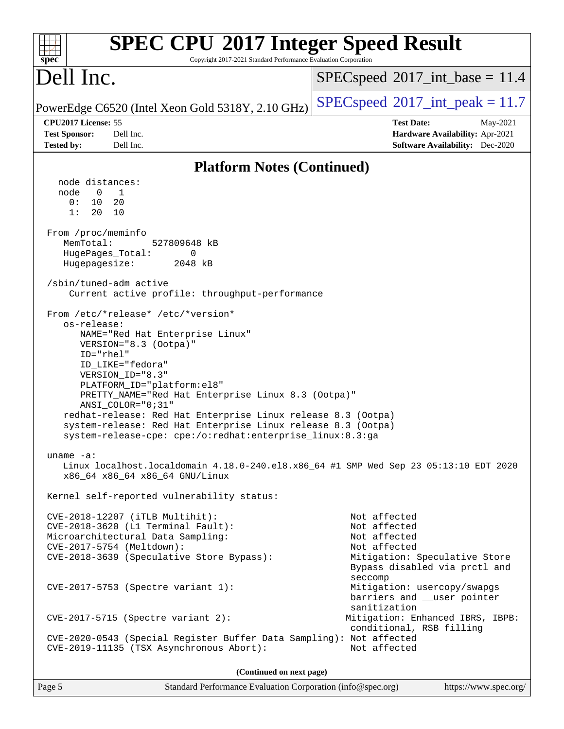## Platform Notes (Continued)

```
  node distances:
  node   0   1
    0:  10  20
    1:  20  10

From /proc/meminfo
   MemTotal:       527809648 kB
   HugePages_Total:       0
   Hugepagesize:       2048 kB

/sbin/tuned-adm active
    Current active profile: throughput-performance

From /etc/*release* /etc/*version*
   os-release:
      NAME="Red Hat Enterprise Linux"
      VERSION="8.3 (Ootpa)"
      ID="rhel"
      ID_LIKE="fedora"
      VERSION_ID="8.3"
      PLATFORM_ID="platform:el8"
      PRETTY_NAME="Red Hat Enterprise Linux 8.3 (Ootpa)"
      ANSI_COLOR="0;31"
   redhat-release: Red Hat Enterprise Linux release 8.3 (Ootpa)
   system-release: Red Hat Enterprise Linux release 8.3 (Ootpa)
   system-release-cpe: cpe:/o:redhat:enterprise_linux:8.3:ga

uname -a:
   Linux localhost.localdomain 4.18.0-240.el8.x86_64 #1 SMP Wed Sep 23 05:13:10 EDT 2020
   x86_64 x86_64 x86_64 GNU/Linux

Kernel self-reported vulnerability status:

CVE-2018-12207 (iTLB Multihit):                           Not affected
CVE-2018-3620 (L1 Terminal Fault):                        Not affected
Microarchitectural Data Sampling:                         Not affected
CVE-2017-5754 (Meltdown):                                 Not affected
CVE-2018-3639 (Speculative Store Bypass):                 Mitigation: Speculative Store
                                                          Bypass disabled via prctl and
                                                          seccomp
CVE-2017-5753 (Spectre variant 1):                        Mitigation: usercopy/swapgs
                                                          barriers and __user pointer
                                                          sanitization
CVE-2017-5715 (Spectre variant 2):                       Mitigation: Enhanced IBRS, IBPB:
                                                          conditional, RSB filling
CVE-2020-0543 (Special Register Buffer Data Sampling):    Not affected
CVE-2019-11135 (TSX Asynchronous Abort):                  Not affected
```

**(Continued on next page)**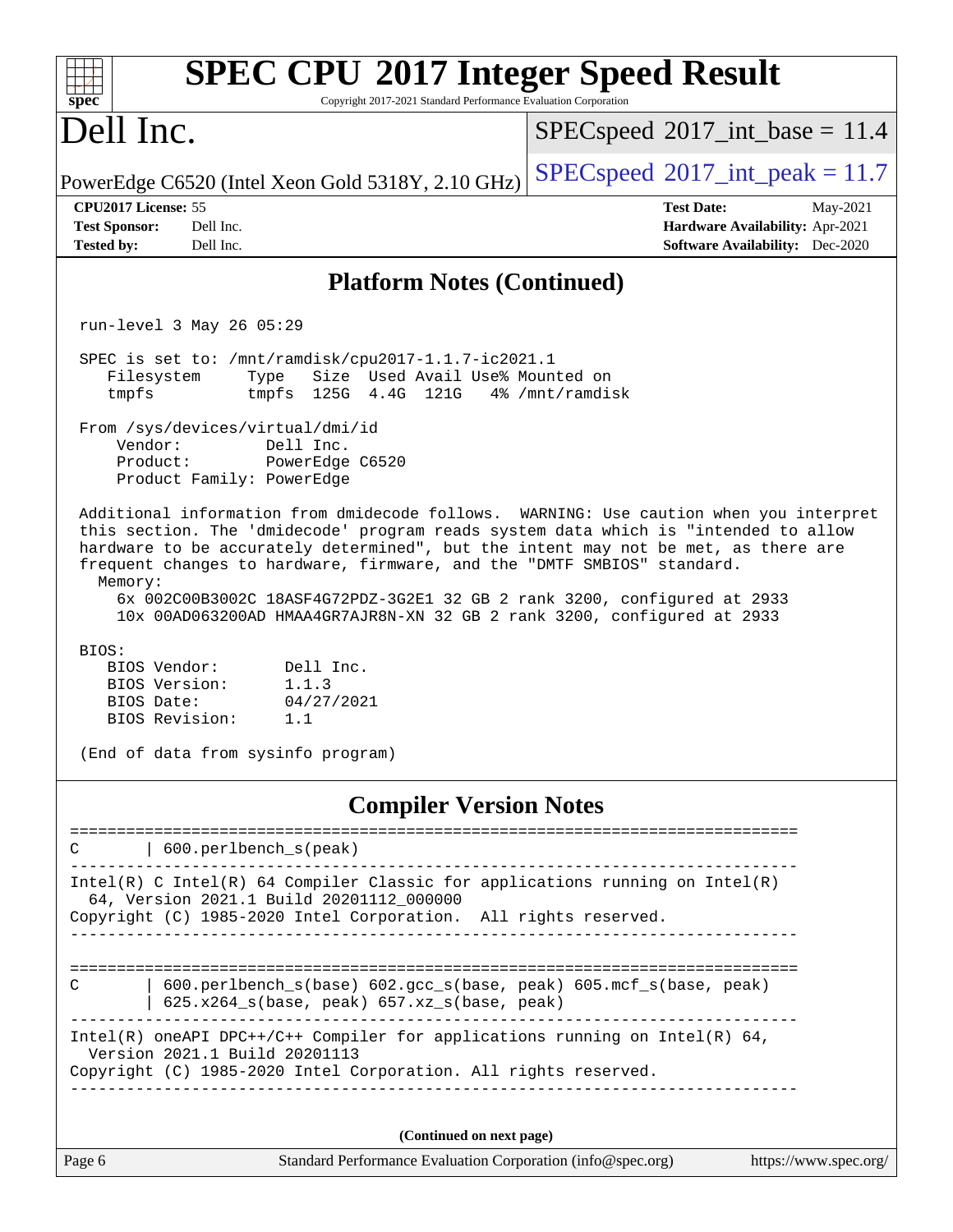## Platform Notes (Continued)

```
run-level 3 May 26 05:29

SPEC is set to: /mnt/ramdisk/cpu2017-1.1.7-ic2021.1
   Filesystem     Type   Size  Used Avail Use% Mounted on
   tmpfs          tmpfs  125G  4.4G  121G   4% /mnt/ramdisk

From /sys/devices/virtual/dmi/id
    Vendor:         Dell Inc.
    Product:        PowerEdge C6520
    Product Family: PowerEdge

Additional information from dmidecode follows.  WARNING: Use caution when you interpret
this section. The 'dmidecode' program reads system data which is "intended to allow
hardware to be accurately determined", but the intent may not be met, as there are
frequent changes to hardware, firmware, and the "DMTF SMBIOS" standard.
  Memory:
     6x 002C00B3002C 18ASF4G72PDZ-3G2E1 32 GB 2 rank 3200, configured at 2933
     10x 00AD063200AD HMAA4GR7AJR8N-XN 32 GB 2 rank 3200, configured at 2933

BIOS:
   BIOS Vendor:       Dell Inc.
   BIOS Version:      1.1.3
   BIOS Date:         04/27/2021
   BIOS Revision:     1.1

(End of data from sysinfo program)
```

## Compiler Version Notes

```
==============================================================================
C       | 600.perlbench_s(peak)
------------------------------------------------------------------------------
Intel(R) C Intel(R) 64 Compiler Classic for applications running on Intel(R)
  64, Version 2021.1 Build 20201112_000000
Copyright (C) 1985-2020 Intel Corporation.  All rights reserved.
------------------------------------------------------------------------------

==============================================================================
C       | 600.perlbench_s(base) 602.gcc_s(base, peak) 605.mcf_s(base, peak)
        | 625.x264_s(base, peak) 657.xz_s(base, peak)
------------------------------------------------------------------------------
Intel(R) oneAPI DPC++/C++ Compiler for applications running on Intel(R) 64,
  Version 2021.1 Build 20201113
Copyright (C) 1985-2020 Intel Corporation. All rights reserved.
------------------------------------------------------------------------------
```

(Continued on next page)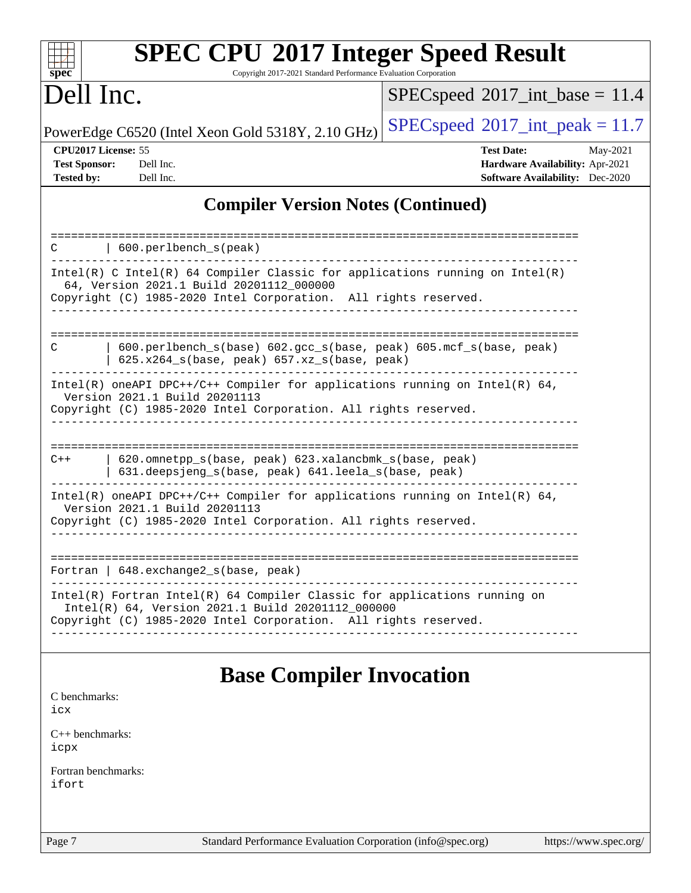## Compiler Version Notes (Continued)

```
==============================================================================
C       | 600.perlbench_s(peak)
------------------------------------------------------------------------------
Intel(R) C Intel(R) 64 Compiler Classic for applications running on Intel(R)
  64, Version 2021.1 Build 20201112_000000
Copyright (C) 1985-2020 Intel Corporation.  All rights reserved.
------------------------------------------------------------------------------

==============================================================================
C       | 600.perlbench_s(base) 602.gcc_s(base, peak) 605.mcf_s(base, peak)
        | 625.x264_s(base, peak) 657.xz_s(base, peak)
------------------------------------------------------------------------------
Intel(R) oneAPI DPC++/C++ Compiler for applications running on Intel(R) 64,
  Version 2021.1 Build 20201113
Copyright (C) 1985-2020 Intel Corporation. All rights reserved.
------------------------------------------------------------------------------

==============================================================================
C++     | 620.omnetpp_s(base, peak) 623.xalancbmk_s(base, peak)
        | 631.deepsjeng_s(base, peak) 641.leela_s(base, peak)
------------------------------------------------------------------------------
Intel(R) oneAPI DPC++/C++ Compiler for applications running on Intel(R) 64,
  Version 2021.1 Build 20201113
Copyright (C) 1985-2020 Intel Corporation. All rights reserved.
------------------------------------------------------------------------------

==============================================================================
Fortran | 648.exchange2_s(base, peak)
------------------------------------------------------------------------------
Intel(R) Fortran Intel(R) 64 Compiler Classic for applications running on
  Intel(R) 64, Version 2021.1 Build 20201112_000000
Copyright (C) 1985-2020 Intel Corporation.  All rights reserved.
------------------------------------------------------------------------------
```

## Base Compiler Invocation

C benchmarks:
icx

C++ benchmarks:
icpx

Fortran benchmarks:
ifort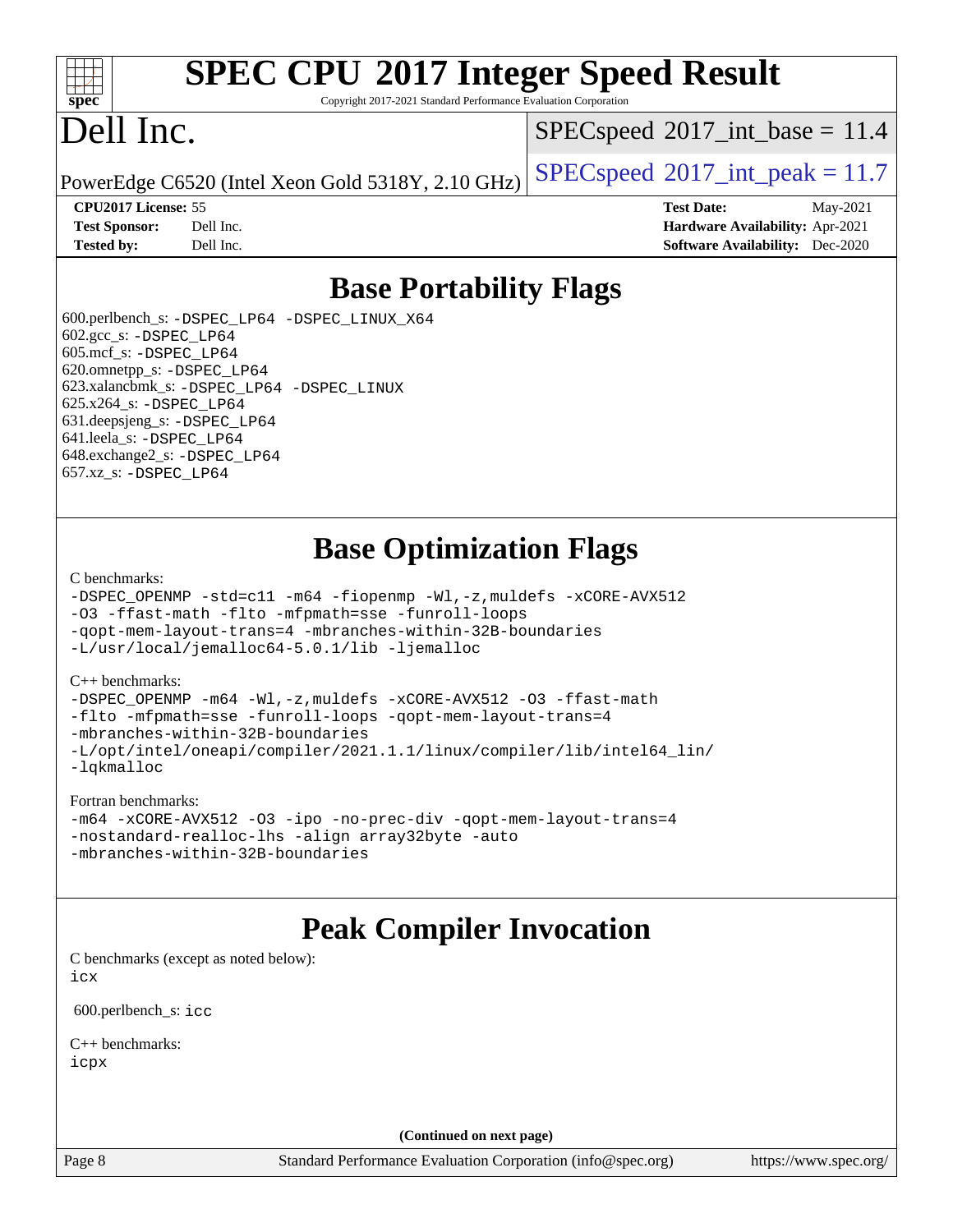# SPEC CPU 2017 Integer Speed Result

Copyright 2017-2021 Standard Performance Evaluation Corporation

# Dell Inc.

PowerEdge C6520 (Intel Xeon Gold 5318Y, 2.10 GHz)

SPECspeed 2017_int_base = 11.4

SPECspeed 2017_int_peak = 11.7

| | | | |
|---|---|---|---|
| **CPU2017 License:** | 55 | **Test Date:** | May-2021 |
| **Test Sponsor:** | Dell Inc. | **Hardware Availability:** | Apr-2021 |
| **Tested by:** | Dell Inc. | **Software Availability:** | Dec-2020 |

## Base Portability Flags

600.perlbench_s: -DSPEC_LP64 -DSPEC_LINUX_X64
602.gcc_s: -DSPEC_LP64
605.mcf_s: -DSPEC_LP64
620.omnetpp_s: -DSPEC_LP64
623.xalancbmk_s: -DSPEC_LP64 -DSPEC_LINUX
625.x264_s: -DSPEC_LP64
631.deepsjeng_s: -DSPEC_LP64
641.leela_s: -DSPEC_LP64
648.exchange2_s: -DSPEC_LP64
657.xz_s: -DSPEC_LP64

## Base Optimization Flags

C benchmarks:

```
-DSPEC_OPENMP -std=c11 -m64 -fiopenmp -Wl,-z,muldefs -xCORE-AVX512
-O3 -ffast-math -flto -mfpmath=sse -funroll-loops
-qopt-mem-layout-trans=4 -mbranches-within-32B-boundaries
-L/usr/local/jemalloc64-5.0.1/lib -ljemalloc
```

C++ benchmarks:

```
-DSPEC_OPENMP -m64 -Wl,-z,muldefs -xCORE-AVX512 -O3 -ffast-math
-flto -mfpmath=sse -funroll-loops -qopt-mem-layout-trans=4
-mbranches-within-32B-boundaries
-L/opt/intel/oneapi/compiler/2021.1.1/linux/compiler/lib/intel64_lin/
-lqkmalloc
```

Fortran benchmarks:

```
-m64 -xCORE-AVX512 -O3 -ipo -no-prec-div -qopt-mem-layout-trans=4
-nostandard-realloc-lhs -align array32byte -auto
-mbranches-within-32B-boundaries
```

## Peak Compiler Invocation

C benchmarks (except as noted below):
icx

600.perlbench_s: icc

C++ benchmarks:
icpx

(Continued on next page)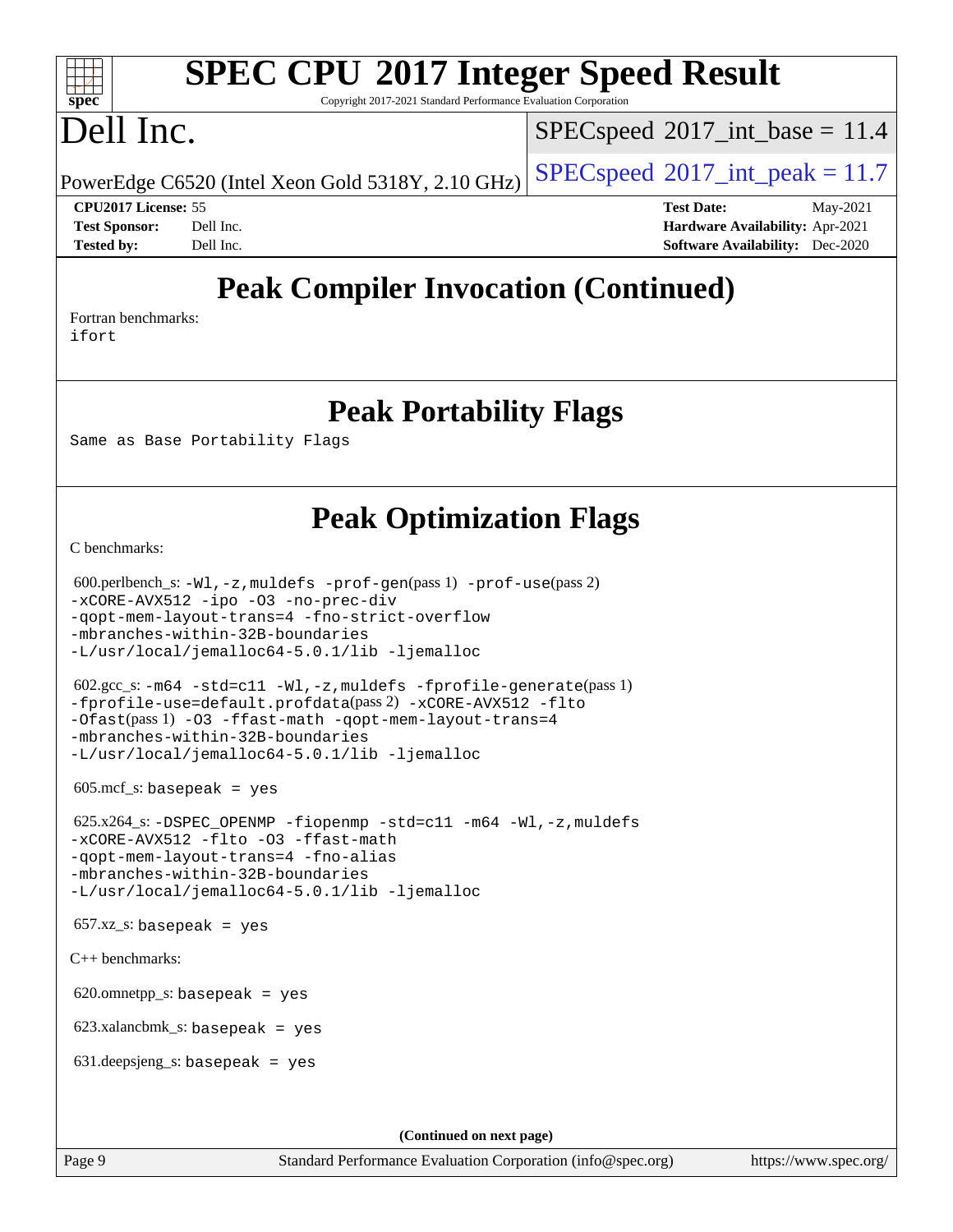# Peak Compiler Invocation (Continued)

Fortran benchmarks:
ifort

# Peak Portability Flags

Same as Base Portability Flags

# Peak Optimization Flags

C benchmarks:

600.perlbench_s: -Wl,-z,muldefs -prof-gen(pass 1) -prof-use(pass 2)
-xCORE-AVX512 -ipo -O3 -no-prec-div
-qopt-mem-layout-trans=4 -fno-strict-overflow
-mbranches-within-32B-boundaries
-L/usr/local/jemalloc64-5.0.1/lib -ljemalloc

602.gcc_s: -m64 -std=c11 -Wl,-z,muldefs -fprofile-generate(pass 1)
-fprofile-use=default.profdata(pass 2) -xCORE-AVX512 -flto
-Ofast(pass 1) -O3 -ffast-math -qopt-mem-layout-trans=4
-mbranches-within-32B-boundaries
-L/usr/local/jemalloc64-5.0.1/lib -ljemalloc

605.mcf_s: basepeak = yes

625.x264_s: -DSPEC_OPENMP -fiopenmp -std=c11 -m64 -Wl,-z,muldefs
-xCORE-AVX512 -flto -O3 -ffast-math
-qopt-mem-layout-trans=4 -fno-alias
-mbranches-within-32B-boundaries
-L/usr/local/jemalloc64-5.0.1/lib -ljemalloc

657.xz_s: basepeak = yes

C++ benchmarks:

620.omnetpp_s: basepeak = yes

623.xalancbmk_s: basepeak = yes

631.deepsjeng_s: basepeak = yes

(Continued on next page)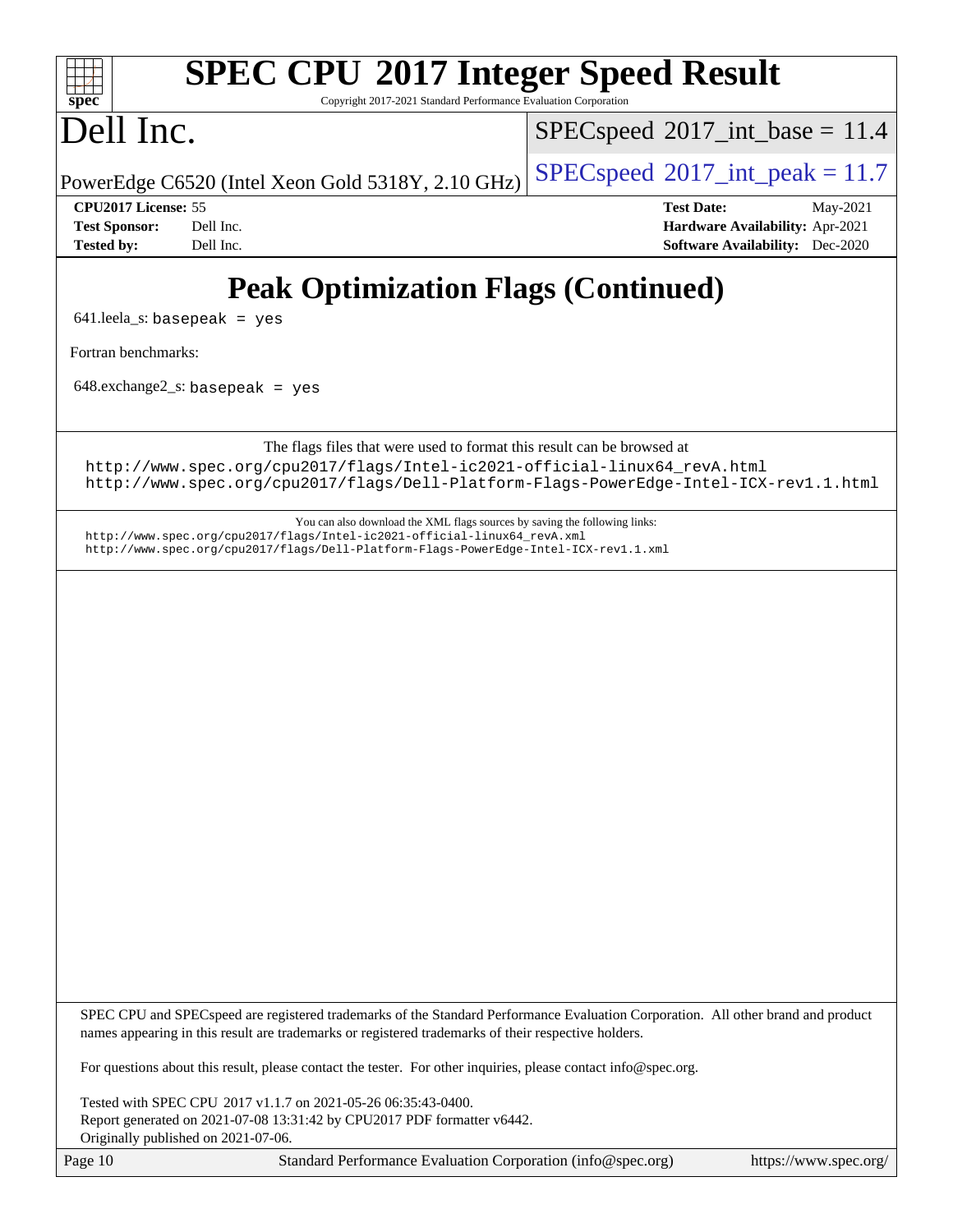# Peak Optimization Flags (Continued)

641.leela_s: basepeak = yes

Fortran benchmarks:

648.exchange2_s: basepeak = yes

The flags files that were used to format this result can be browsed at
http://www.spec.org/cpu2017/flags/Intel-ic2021-official-linux64_revA.html
http://www.spec.org/cpu2017/flags/Dell-Platform-Flags-PowerEdge-Intel-ICX-rev1.1.html

You can also download the XML flags sources by saving the following links:
http://www.spec.org/cpu2017/flags/Intel-ic2021-official-linux64_revA.xml
http://www.spec.org/cpu2017/flags/Dell-Platform-Flags-PowerEdge-Intel-ICX-rev1.1.xml

SPEC CPU and SPECspeed are registered trademarks of the Standard Performance Evaluation Corporation. All other brand and product names appearing in this result are trademarks or registered trademarks of their respective holders.

For questions about this result, please contact the tester. For other inquiries, please contact info@spec.org.

Tested with SPEC CPU 2017 v1.1.7 on 2021-05-26 06:35:43-0400.
Report generated on 2021-07-08 13:31:42 by CPU2017 PDF formatter v6442.
Originally published on 2021-07-06.